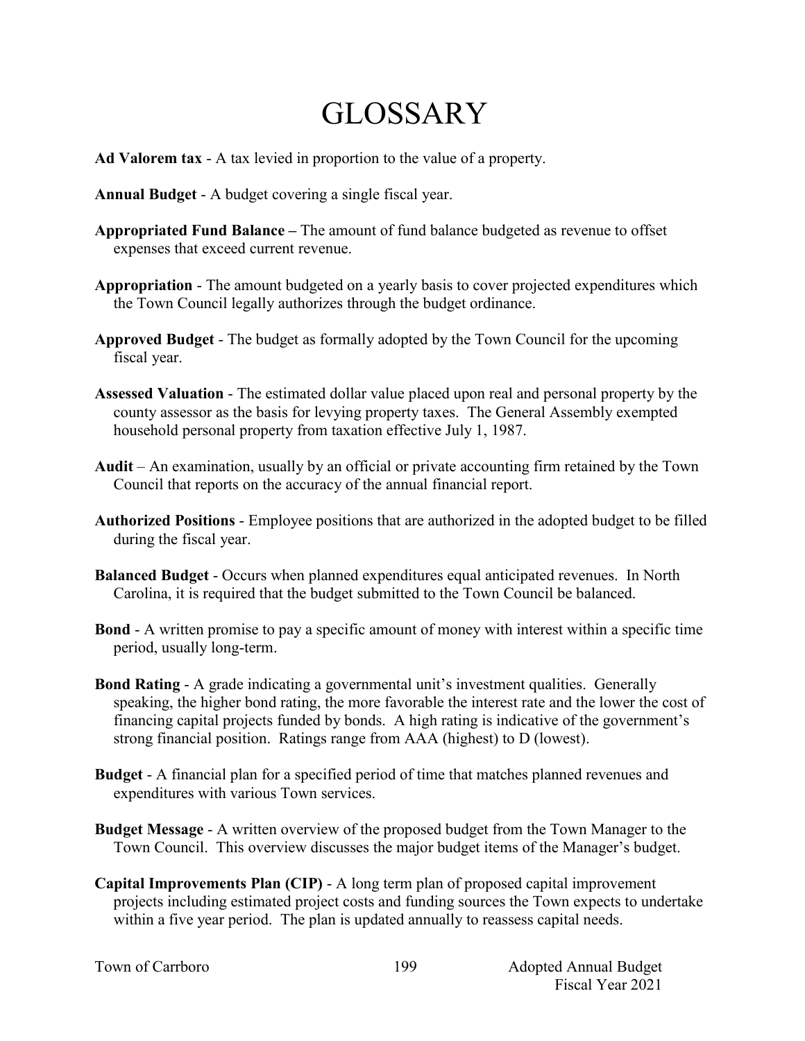# GLOSSARY

**Ad Valorem tax** - A tax levied in proportion to the value of a property.

**Annual Budget** - A budget covering a single fiscal year.

**Appropriated Fund Balance –** The amount of fund balance budgeted as revenue to offset expenses that exceed current revenue.

**Appropriation** - The amount budgeted on a yearly basis to cover projected expenditures which the Town Council legally authorizes through the budget ordinance.

**Approved Budget** - The budget as formally adopted by the Town Council for the upcoming fiscal year.

**Assessed Valuation** - The estimated dollar value placed upon real and personal property by the county assessor as the basis for levying property taxes. The General Assembly exempted household personal property from taxation effective July 1, 1987.

**Audit** – An examination, usually by an official or private accounting firm retained by the Town Council that reports on the accuracy of the annual financial report.

**Authorized Positions** - Employee positions that are authorized in the adopted budget to be filled during the fiscal year.

**Balanced Budget** - Occurs when planned expenditures equal anticipated revenues. In North Carolina, it is required that the budget submitted to the Town Council be balanced.

**Bond** - A written promise to pay a specific amount of money with interest within a specific time period, usually long-term.

**Bond Rating** - A grade indicating a governmental unit's investment qualities. Generally speaking, the higher bond rating, the more favorable the interest rate and the lower the cost of financing capital projects funded by bonds. A high rating is indicative of the government's strong financial position. Ratings range from AAA (highest) to D (lowest).

**Budget** - A financial plan for a specified period of time that matches planned revenues and expenditures with various Town services.

**Budget Message** - A written overview of the proposed budget from the Town Manager to the Town Council. This overview discusses the major budget items of the Manager's budget.

**Capital Improvements Plan (CIP)** - A long term plan of proposed capital improvement projects including estimated project costs and funding sources the Town expects to undertake within a five year period. The plan is updated annually to reassess capital needs.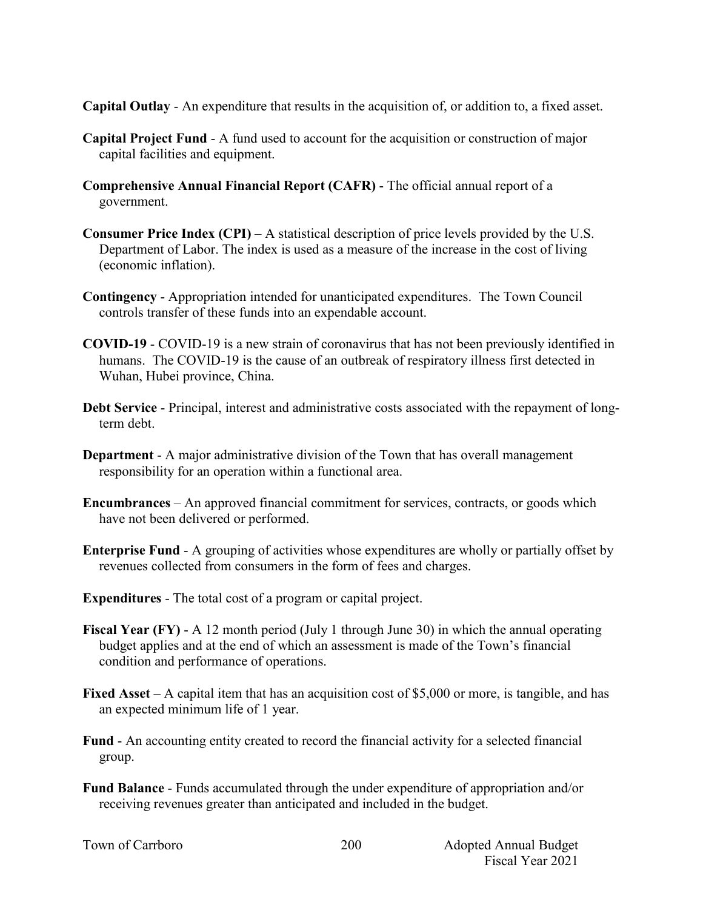**Capital Outlay** - An expenditure that results in the acquisition of, or addition to, a fixed asset.

**Capital Project Fund** - A fund used to account for the acquisition or construction of major capital facilities and equipment.

**Comprehensive Annual Financial Report (CAFR)** - The official annual report of a government.

**Consumer Price Index (CPI)** – A statistical description of price levels provided by the U.S. Department of Labor. The index is used as a measure of the increase in the cost of living (economic inflation).

**Contingency** - Appropriation intended for unanticipated expenditures. The Town Council controls transfer of these funds into an expendable account.

**COVID-19** - COVID-19 is a new strain of coronavirus that has not been previously identified in humans. The COVID-19 is the cause of an outbreak of respiratory illness first detected in Wuhan, Hubei province, China.

**Debt Service** - Principal, interest and administrative costs associated with the repayment of long-term debt.

**Department** - A major administrative division of the Town that has overall management responsibility for an operation within a functional area.

**Encumbrances** – An approved financial commitment for services, contracts, or goods which have not been delivered or performed.

**Enterprise Fund** - A grouping of activities whose expenditures are wholly or partially offset by revenues collected from consumers in the form of fees and charges.

**Expenditures** - The total cost of a program or capital project.

**Fiscal Year (FY)** - A 12 month period (July 1 through June 30) in which the annual operating budget applies and at the end of which an assessment is made of the Town's financial condition and performance of operations.

**Fixed Asset** – A capital item that has an acquisition cost of $5,000 or more, is tangible, and has an expected minimum life of 1 year.

**Fund** - An accounting entity created to record the financial activity for a selected financial group.

**Fund Balance** - Funds accumulated through the under expenditure of appropriation and/or receiving revenues greater than anticipated and included in the budget.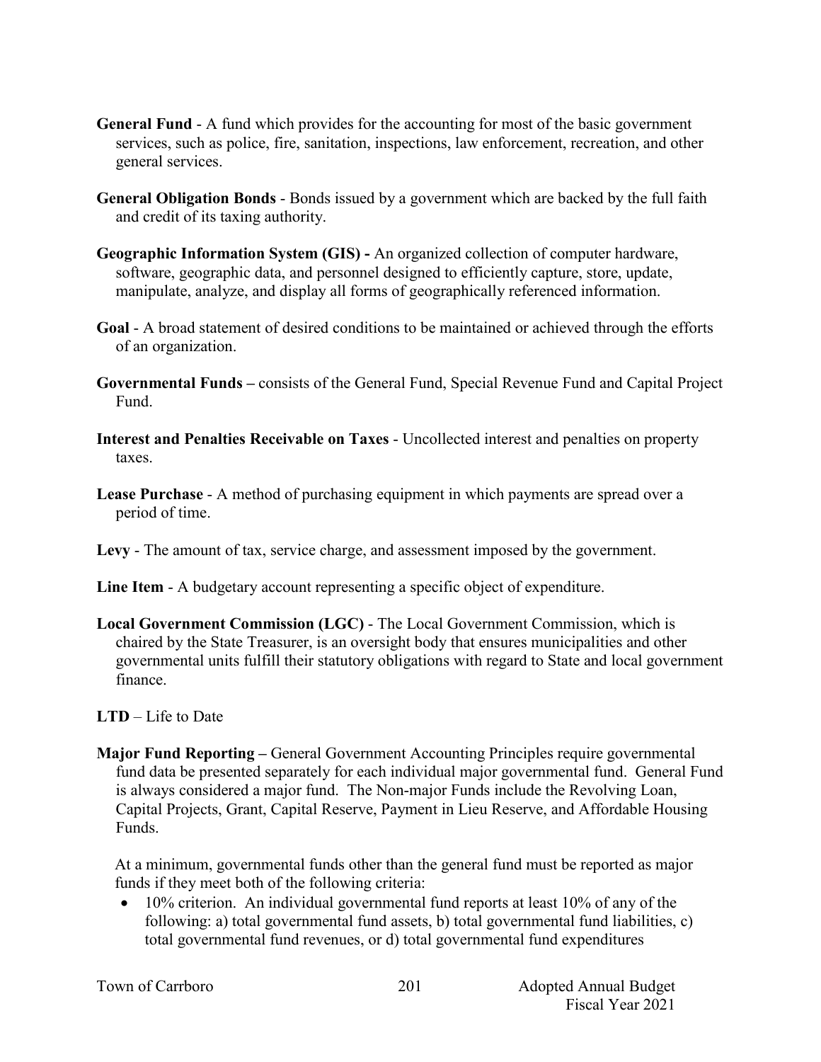**General Fund** - A fund which provides for the accounting for most of the basic government services, such as police, fire, sanitation, inspections, law enforcement, recreation, and other general services.

**General Obligation Bonds** - Bonds issued by a government which are backed by the full faith and credit of its taxing authority.

**Geographic Information System (GIS) -** An organized collection of computer hardware, software, geographic data, and personnel designed to efficiently capture, store, update, manipulate, analyze, and display all forms of geographically referenced information.

**Goal** - A broad statement of desired conditions to be maintained or achieved through the efforts of an organization.

**Governmental Funds –** consists of the General Fund, Special Revenue Fund and Capital Project Fund.

**Interest and Penalties Receivable on Taxes** - Uncollected interest and penalties on property taxes.

**Lease Purchase** - A method of purchasing equipment in which payments are spread over a period of time.

**Levy** - The amount of tax, service charge, and assessment imposed by the government.

**Line Item** - A budgetary account representing a specific object of expenditure.

**Local Government Commission (LGC)** - The Local Government Commission, which is chaired by the State Treasurer, is an oversight body that ensures municipalities and other governmental units fulfill their statutory obligations with regard to State and local government finance.

**LTD** – Life to Date

**Major Fund Reporting –** General Government Accounting Principles require governmental fund data be presented separately for each individual major governmental fund. General Fund is always considered a major fund. The Non-major Funds include the Revolving Loan, Capital Projects, Grant, Capital Reserve, Payment in Lieu Reserve, and Affordable Housing Funds.

At a minimum, governmental funds other than the general fund must be reported as major funds if they meet both of the following criteria:

- 10% criterion. An individual governmental fund reports at least 10% of any of the following: a) total governmental fund assets, b) total governmental fund liabilities, c) total governmental fund revenues, or d) total governmental fund expenditures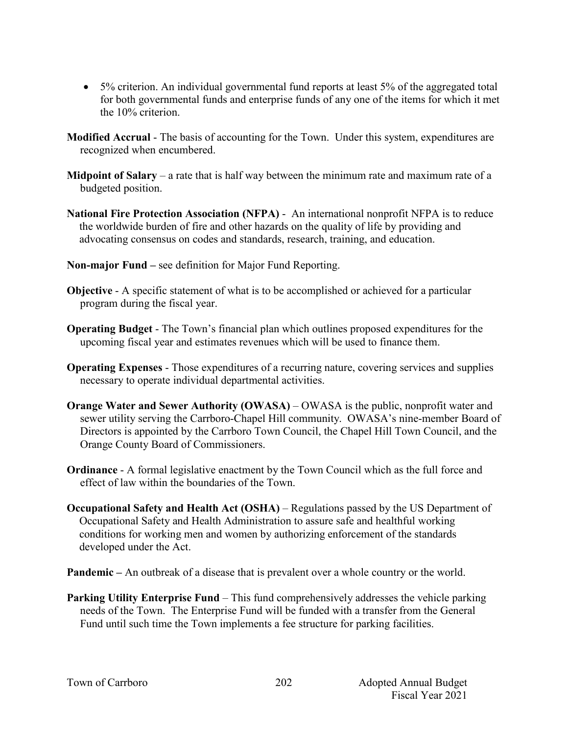- 5% criterion. An individual governmental fund reports at least 5% of the aggregated total for both governmental funds and enterprise funds of any one of the items for which it met the 10% criterion.

**Modified Accrual** - The basis of accounting for the Town. Under this system, expenditures are recognized when encumbered.

**Midpoint of Salary** – a rate that is half way between the minimum rate and maximum rate of a budgeted position.

**National Fire Protection Association (NFPA)** - An international nonprofit NFPA is to reduce the worldwide burden of fire and other hazards on the quality of life by providing and advocating consensus on codes and standards, research, training, and education.

**Non-major Fund –** see definition for Major Fund Reporting.

**Objective** - A specific statement of what is to be accomplished or achieved for a particular program during the fiscal year.

**Operating Budget** - The Town's financial plan which outlines proposed expenditures for the upcoming fiscal year and estimates revenues which will be used to finance them.

**Operating Expenses** - Those expenditures of a recurring nature, covering services and supplies necessary to operate individual departmental activities.

**Orange Water and Sewer Authority (OWASA)** – OWASA is the public, nonprofit water and sewer utility serving the Carrboro-Chapel Hill community. OWASA's nine-member Board of Directors is appointed by the Carrboro Town Council, the Chapel Hill Town Council, and the Orange County Board of Commissioners.

**Ordinance** - A formal legislative enactment by the Town Council which as the full force and effect of law within the boundaries of the Town.

**Occupational Safety and Health Act (OSHA)** – Regulations passed by the US Department of Occupational Safety and Health Administration to assure safe and healthful working conditions for working men and women by authorizing enforcement of the standards developed under the Act.

**Pandemic –** An outbreak of a disease that is prevalent over a whole country or the world.

**Parking Utility Enterprise Fund** – This fund comprehensively addresses the vehicle parking needs of the Town. The Enterprise Fund will be funded with a transfer from the General Fund until such time the Town implements a fee structure for parking facilities.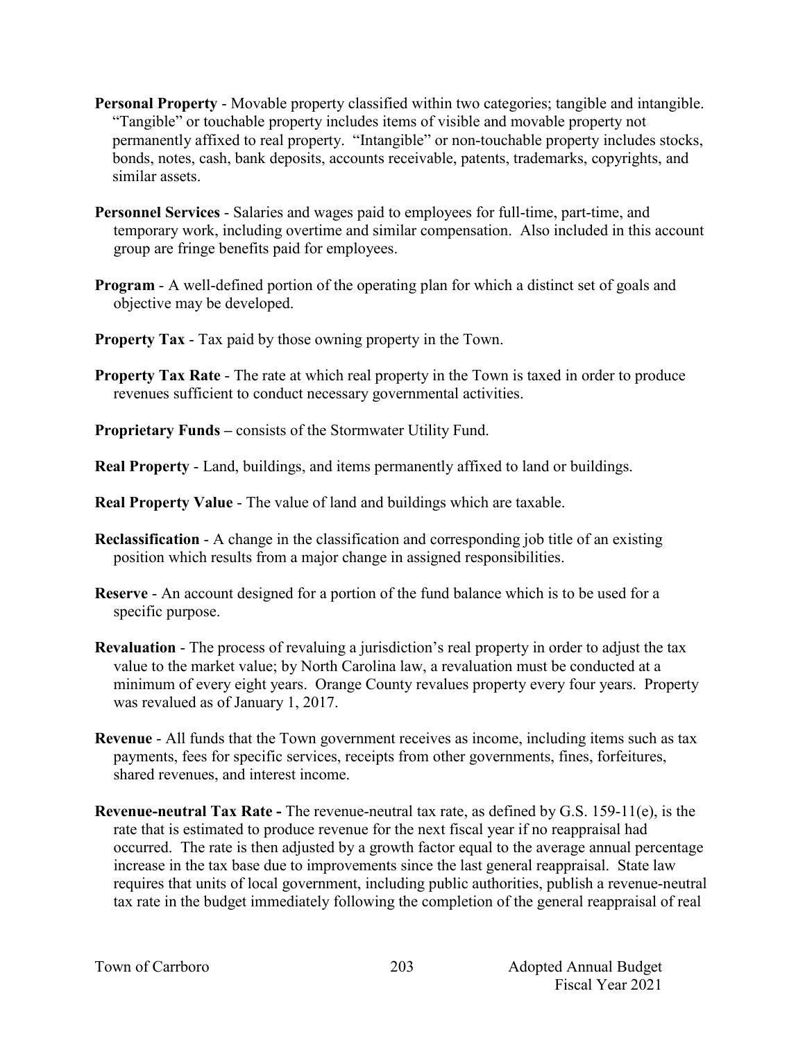**Personal Property** - Movable property classified within two categories; tangible and intangible. "Tangible" or touchable property includes items of visible and movable property not permanently affixed to real property. "Intangible" or non-touchable property includes stocks, bonds, notes, cash, bank deposits, accounts receivable, patents, trademarks, copyrights, and similar assets.

**Personnel Services** - Salaries and wages paid to employees for full-time, part-time, and temporary work, including overtime and similar compensation. Also included in this account group are fringe benefits paid for employees.

**Program** - A well-defined portion of the operating plan for which a distinct set of goals and objective may be developed.

**Property Tax** - Tax paid by those owning property in the Town.

**Property Tax Rate** - The rate at which real property in the Town is taxed in order to produce revenues sufficient to conduct necessary governmental activities.

**Proprietary Funds –** consists of the Stormwater Utility Fund.

**Real Property** - Land, buildings, and items permanently affixed to land or buildings.

**Real Property Value** - The value of land and buildings which are taxable.

**Reclassification** - A change in the classification and corresponding job title of an existing position which results from a major change in assigned responsibilities.

**Reserve** - An account designed for a portion of the fund balance which is to be used for a specific purpose.

**Revaluation** - The process of revaluing a jurisdiction's real property in order to adjust the tax value to the market value; by North Carolina law, a revaluation must be conducted at a minimum of every eight years. Orange County revalues property every four years. Property was revalued as of January 1, 2017.

**Revenue** - All funds that the Town government receives as income, including items such as tax payments, fees for specific services, receipts from other governments, fines, forfeitures, shared revenues, and interest income.

**Revenue-neutral Tax Rate -** The revenue-neutral tax rate, as defined by G.S. 159-11(e), is the rate that is estimated to produce revenue for the next fiscal year if no reappraisal had occurred. The rate is then adjusted by a growth factor equal to the average annual percentage increase in the tax base due to improvements since the last general reappraisal. State law requires that units of local government, including public authorities, publish a revenue-neutral tax rate in the budget immediately following the completion of the general reappraisal of real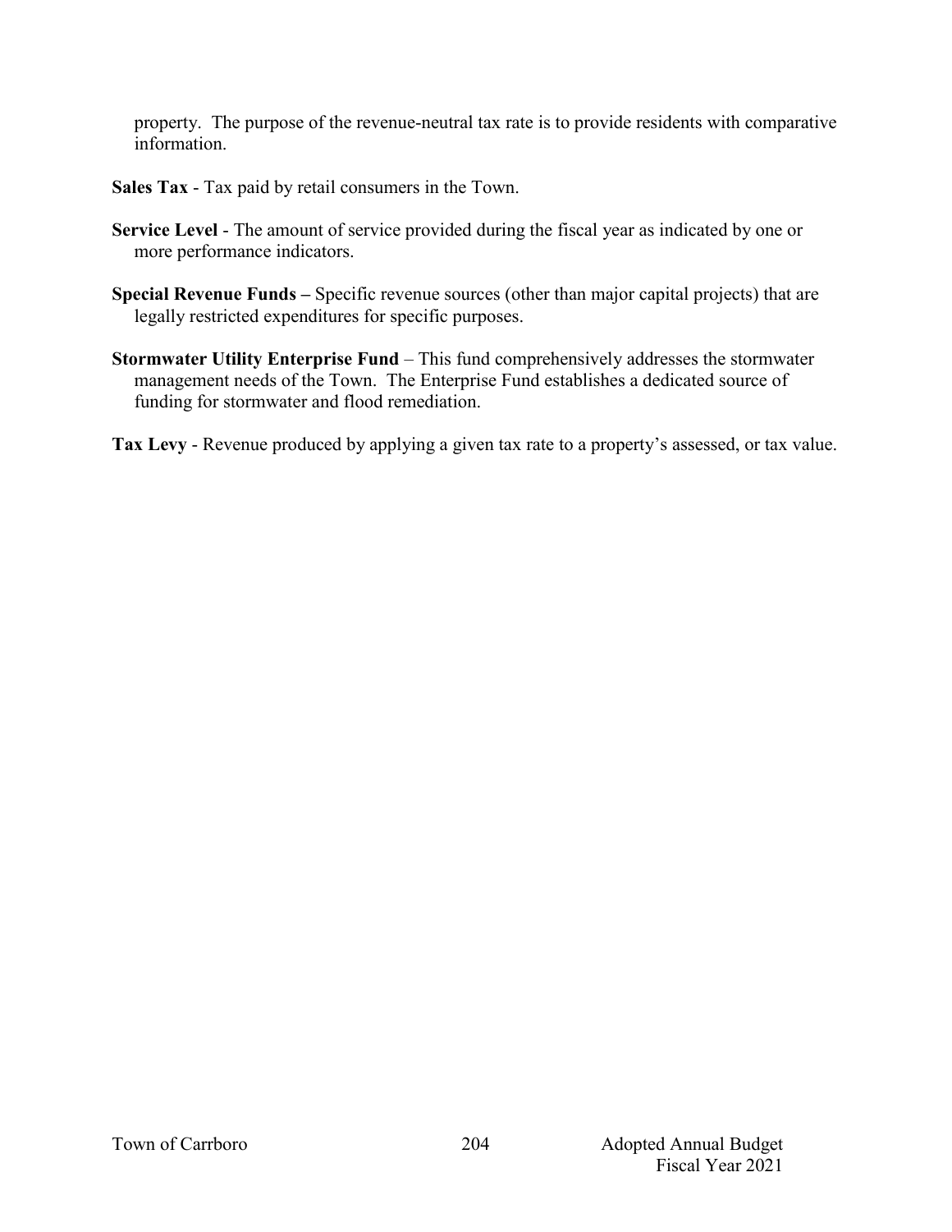property.  The purpose of the revenue-neutral tax rate is to provide residents with comparative information.

**Sales Tax** - Tax paid by retail consumers in the Town.

**Service Level** - The amount of service provided during the fiscal year as indicated by one or more performance indicators.

**Special Revenue Funds –** Specific revenue sources (other than major capital projects) that are legally restricted expenditures for specific purposes.

**Stormwater Utility Enterprise Fund** – This fund comprehensively addresses the stormwater management needs of the Town.  The Enterprise Fund establishes a dedicated source of funding for stormwater and flood remediation.

**Tax Levy** - Revenue produced by applying a given tax rate to a property's assessed, or tax value.